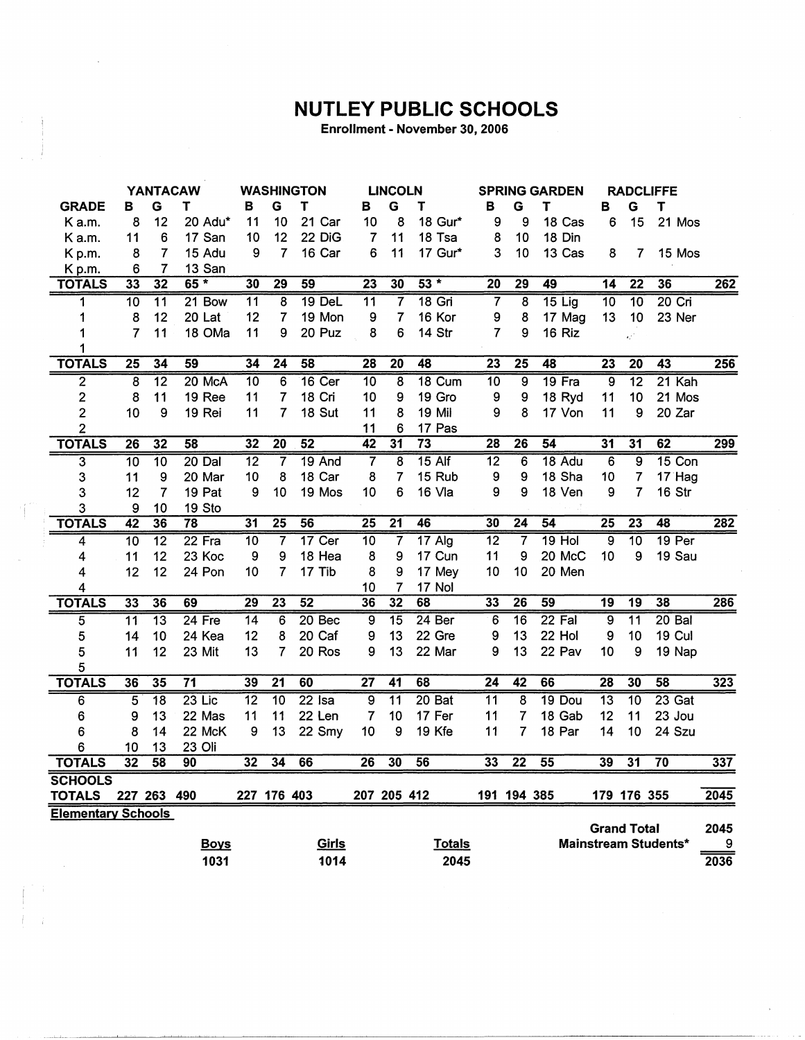# NUTLEY PUBLIC SCHOOLS

**Enrollment - November 30, 2006**

| | YANTACAW | | | WASHINGTON | | | LINCOLN | | | SPRING GARDEN | | | RADCLIFFE | | | |
|---|---|---|---|---|---|---|---|---|---|---|---|---|---|---|---|---|
| **GRADE** | **B** | **G** | **T** | **B** | **G** | **T** | **B** | **G** | **T** | **B** | **G** | **T** | **B** | **G** | **T** | |
| K a.m. | 8 | 12 | 20 Adu* | 11 | 10 | 21 Car | 10 | 8 | 18 Gur* | 9 | 9 | 18 Cas | 6 | 15 | 21 Mos | |
| K a.m. | 11 | 6 | 17 San | 10 | 12 | 22 DiG | 7 | 11 | 18 Tsa | 8 | 10 | 18 Din | | | | |
| K p.m. | 8 | 7 | 15 Adu | 9 | 7 | 16 Car | 6 | 11 | 17 Gur* | 3 | 10 | 13 Cas | 8 | 7 | 15 Mos | |
| K p.m. | 6 | 7 | 13 San | | | | | | | | | | | | | |
| **TOTALS** | **33** | **32** | **65 *** | **30** | **29** | **59** | **23** | **30** | **53 *** | **20** | **29** | **49** | **14** | **22** | **36** | **262** |
| 1 | 10 | 11 | 21 Bow | 11 | 8 | 19 DeL | 11 | 7 | 18 Gri | 7 | 8 | 15 Lig | 10 | 10 | 20 Cri | |
| 1 | 8 | 12 | 20 Lat | 12 | 7 | 19 Mon | 9 | 7 | 16 Kor | 9 | 8 | 17 Mag | 13 | 10 | 23 Ner | |
| 1 | 7 | 11 | 18 OMa | 11 | 9 | 20 Puz | 8 | 6 | 14 Str | 7 | 9 | 16 Riz | | | | |
| 1 | | | | | | | | | | | | | | | | |
| **TOTALS** | **25** | **34** | **59** | **34** | **24** | **58** | **28** | **20** | **48** | **23** | **25** | **48** | **23** | **20** | **43** | **256** |
| 2 | 8 | 12 | 20 McA | 10 | 6 | 16 Cer | 10 | 8 | 18 Cum | 10 | 9 | 19 Fra | 9 | 12 | 21 Kah | |
| 2 | 8 | 11 | 19 Ree | 11 | 7 | 18 Cri | 10 | 9 | 19 Gro | 9 | 9 | 18 Ryd | 11 | 10 | 21 Mos | |
| 2 | 10 | 9 | 19 Rei | 11 | 7 | 18 Sut | 11 | 8 | 19 Mil | 9 | 8 | 17 Von | 11 | 9 | 20 Zar | |
| 2 | | | | | | | 11 | 6 | 17 Pas | | | | | | | |
| **TOTALS** | **26** | **32** | **58** | **32** | **20** | **52** | **42** | **31** | **73** | **28** | **26** | **54** | **31** | **31** | **62** | **299** |
| 3 | 10 | 10 | 20 Dal | 12 | 7 | 19 And | 7 | 8 | 15 Alf | 12 | 6 | 18 Adu | 6 | 9 | 15 Con | |
| 3 | 11 | 9 | 20 Mar | 10 | 8 | 18 Car | 8 | 7 | 15 Rub | 9 | 9 | 18 Sha | 10 | 7 | 17 Hag | |
| 3 | 12 | 7 | 19 Pat | 9 | 10 | 19 Mos | 10 | 6 | 16 Vla | 9 | 9 | 18 Ven | 9 | 7 | 16 Str | |
| 3 | 9 | 10 | 19 Sto | | | | | | | | | | | | | |
| **TOTALS** | **42** | **36** | **78** | **31** | **25** | **56** | **25** | **21** | **46** | **30** | **24** | **54** | **25** | **23** | **48** | **282** |
| 4 | 10 | 12 | 22 Fra | 10 | 7 | 17 Cer | 10 | 7 | 17 Alg | 12 | 7 | 19 Hol | 9 | 10 | 19 Per | |
| 4 | 11 | 12 | 23 Koc | 9 | 9 | 18 Hea | 8 | 9 | 17 Cun | 11 | 9 | 20 McC | 10 | 9 | 19 Sau | |
| 4 | 12 | 12 | 24 Pon | 10 | 7 | 17 Tib | 8 | 9 | 17 Mey | 10 | 10 | 20 Men | | | | |
| 4 | | | | | | | 10 | 7 | 17 Nol | | | | | | | |
| **TOTALS** | **33** | **36** | **69** | **29** | **23** | **52** | **36** | **32** | **68** | **33** | **26** | **59** | **19** | **19** | **38** | **286** |
| 5 | 11 | 13 | 24 Fre | 14 | 6 | 20 Bec | 9 | 15 | 24 Ber | 6 | 16 | 22 Fal | 9 | 11 | 20 Bal | |
| 5 | 14 | 10 | 24 Kea | 12 | 8 | 20 Caf | 9 | 13 | 22 Gre | 9 | 13 | 22 Hol | 9 | 10 | 19 Cul | |
| 5 | 11 | 12 | 23 Mit | 13 | 7 | 20 Ros | 9 | 13 | 22 Mar | 9 | 13 | 22 Pav | 10 | 9 | 19 Nap | |
| 5 | | | | | | | | | | | | | | | | |
| **TOTALS** | **36** | **35** | **71** | **39** | **21** | **60** | **27** | **41** | **68** | **24** | **42** | **66** | **28** | **30** | **58** | **323** |
| 6 | 5 | 18 | 23 Lic | 12 | 10 | 22 Isa | 9 | 11 | 20 Bat | 11 | 8 | 19 Dou | 13 | 10 | 23 Gat | |
| 6 | 9 | 13 | 22 Mas | 11 | 11 | 22 Len | 7 | 10 | 17 Fer | 11 | 7 | 18 Gab | 12 | 11 | 23 Jou | |
| 6 | 8 | 14 | 22 McK | 9 | 13 | 22 Smy | 10 | 9 | 19 Kfe | 11 | 7 | 18 Par | 14 | 10 | 24 Szu | |
| 6 | 10 | 13 | 23 Oli | | | | | | | | | | | | | |
| **TOTALS** | **32** | **58** | **90** | **32** | **34** | **66** | **26** | **30** | **56** | **33** | **22** | **55** | **39** | **31** | **70** | **337** |
| **SCHOOLS TOTALS** | **227** | **263** | **490** | **227** | **176** | **403** | **207** | **205** | **412** | **191** | **194** | **385** | **179** | **176** | **355** | **2045** |

**Elementary Schools**

| Boys | Girls | Totals |
|---|---|---|
| 1031 | 1014 | 2045 |

| | |
|---|---|
| **Grand Total** | **2045** |
| **Mainstream Students*** | **9** |
| | **2036** |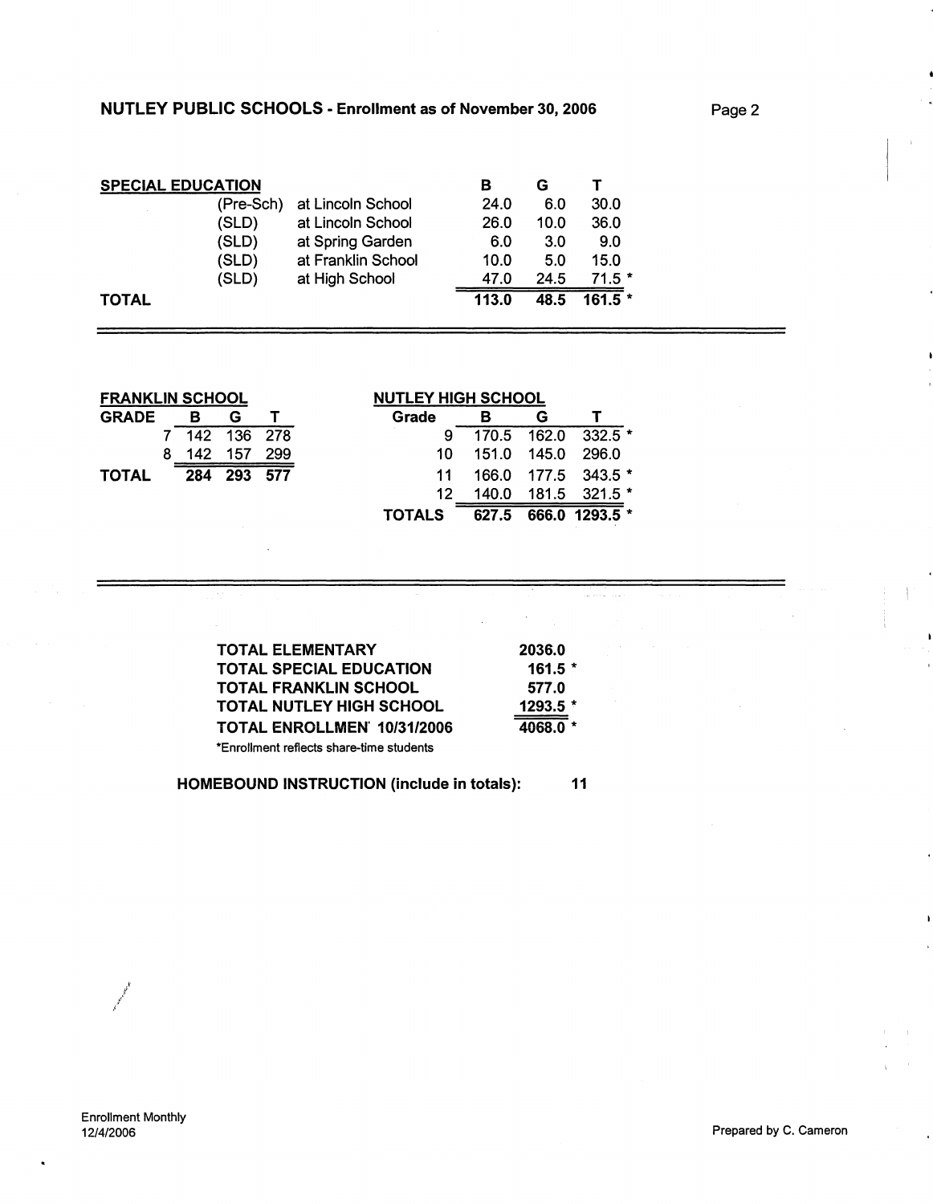## NUTLEY PUBLIC SCHOOLS - Enrollment as of November 30, 2006

| SPECIAL EDUCATION | | | B | G | T |
|---|---|---|---|---|---|
| | (Pre-Sch) | at Lincoln School | 24.0 | 6.0 | 30.0 |
| | (SLD) | at Lincoln School | 26.0 | 10.0 | 36.0 |
| | (SLD) | at Spring Garden | 6.0 | 3.0 | 9.0 |
| | (SLD) | at Franklin School | 10.0 | 5.0 | 15.0 |
| | (SLD) | at High School | 47.0 | 24.5 | 71.5 * |
| **TOTAL** | | | **113.0** | **48.5** | **161.5 *** |

**FRANKLIN SCHOOL**

| GRADE | B | G | T |
|---|---|---|---|
| 7 | 142 | 136 | 278 |
| 8 | 142 | 157 | 299 |
| **TOTAL** | **284** | **293** | **577** |

**NUTLEY HIGH SCHOOL**

| Grade | B | G | T |
|---|---|---|---|
| 9 | 170.5 | 162.0 | 332.5 * |
| 10 | 151.0 | 145.0 | 296.0 |
| 11 | 166.0 | 177.5 | 343.5 * |
| 12 | 140.0 | 181.5 | 321.5 * |
| **TOTALS** | **627.5** | **666.0** | **1293.5 *** |

| | |
|---|---|
| **TOTAL ELEMENTARY** | **2036.0** |
| **TOTAL SPECIAL EDUCATION** | **161.5 *** |
| **TOTAL FRANKLIN SCHOOL** | **577.0** |
| **TOTAL NUTLEY HIGH SCHOOL** | **1293.5 *** |
| **TOTAL ENROLLMENT 10/31/2006** | **4068.0 *** |

*Enrollment reflects share-time students

**HOMEBOUND INSTRUCTION (include in totals): 11**

Enrollment Monthly
12/4/2006

Prepared by C. Cameron